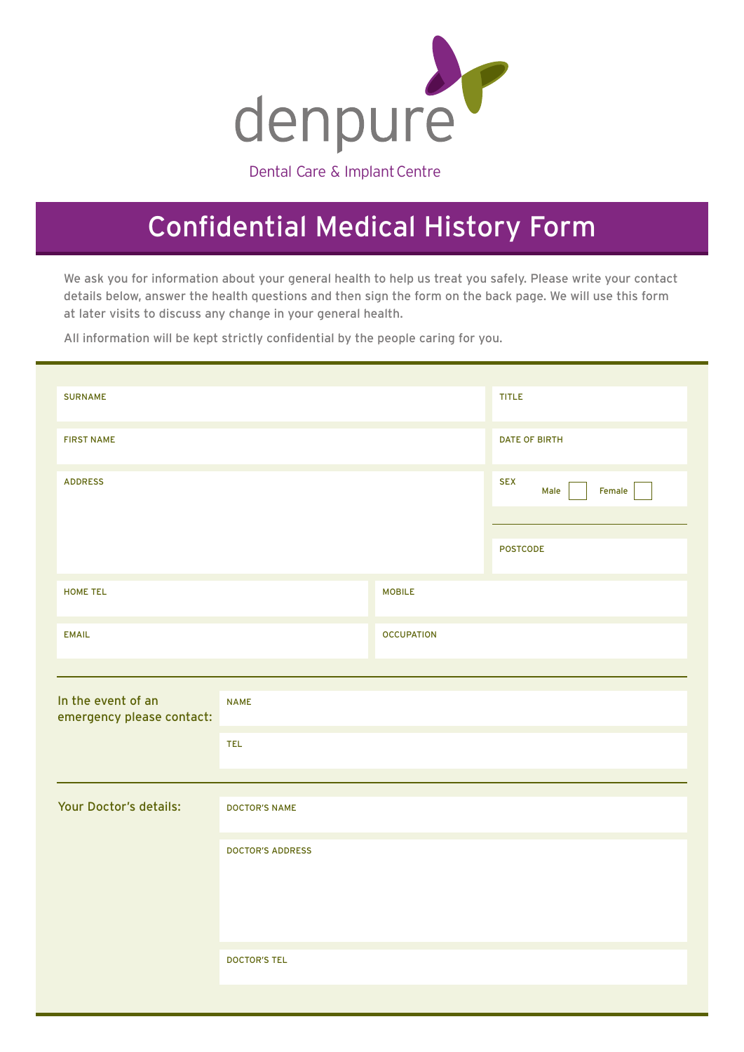denpure

Dental Care & Implant Centre

# Confidential Medical History Form

We ask you for information about your general health to help us treat you safely. Please write your contact details below, answer the health questions and then sign the form on the back page. We will use this form at later visits to discuss any change in your general health.

All information will be kept strictly confidential by the people caring for you.

| | |
|---|---|
| SURNAME | TITLE |
| FIRST NAME | DATE OF BIRTH |
| ADDRESS | SEX Male ☐ Female ☐ |
| | POSTCODE |
| HOME TEL | MOBILE |
| EMAIL | OCCUPATION |

**In the event of an emergency please contact:**

NAME

TEL

**Your Doctor's details:**

DOCTOR'S NAME

DOCTOR'S ADDRESS

DOCTOR'S TEL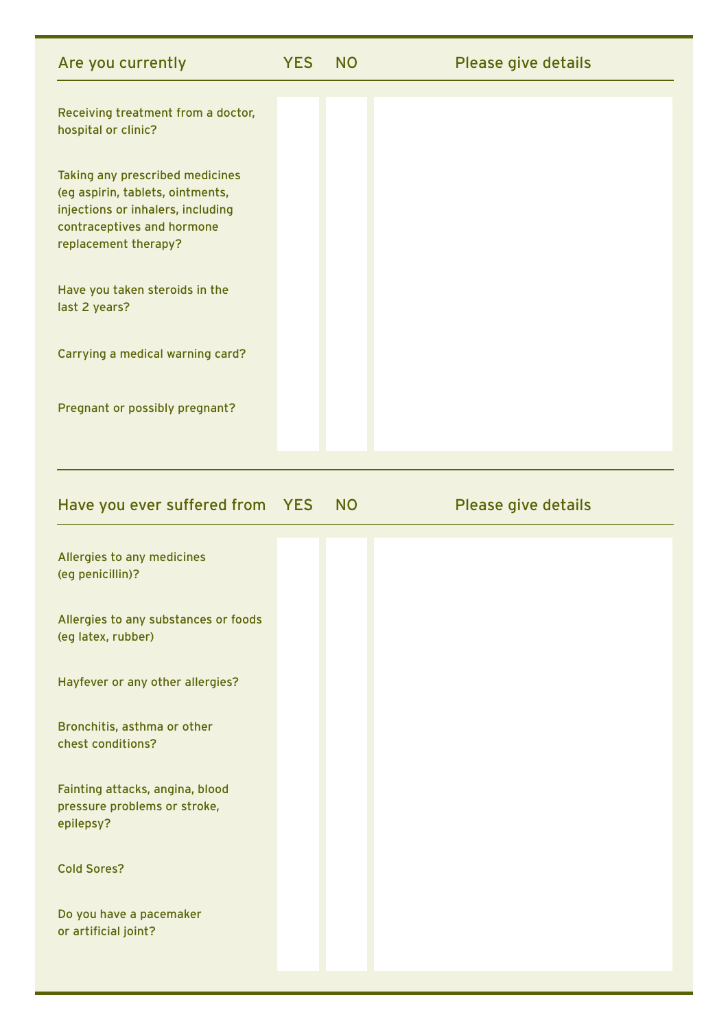| Are you currently | YES | NO | Please give details |
|---|---|---|---|
| Receiving treatment from a doctor, hospital or clinic? | | | |
| Taking any prescribed medicines (eg aspirin, tablets, ointments, injections or inhalers, including contraceptives and hormone replacement therapy? | | | |
| Have you taken steroids in the last 2 years? | | | |
| Carrying a medical warning card? | | | |
| Pregnant or possibly pregnant? | | | |

| Have you ever suffered from | YES | NO | Please give details |
|---|---|---|---|
| Allergies to any medicines (eg penicillin)? | | | |
| Allergies to any substances or foods (eg latex, rubber) | | | |
| Hayfever or any other allergies? | | | |
| Bronchitis, asthma or other chest conditions? | | | |
| Fainting attacks, angina, blood pressure problems or stroke, epilepsy? | | | |
| Cold Sores? | | | |
| Do you have a pacemaker or artificial joint? | | | |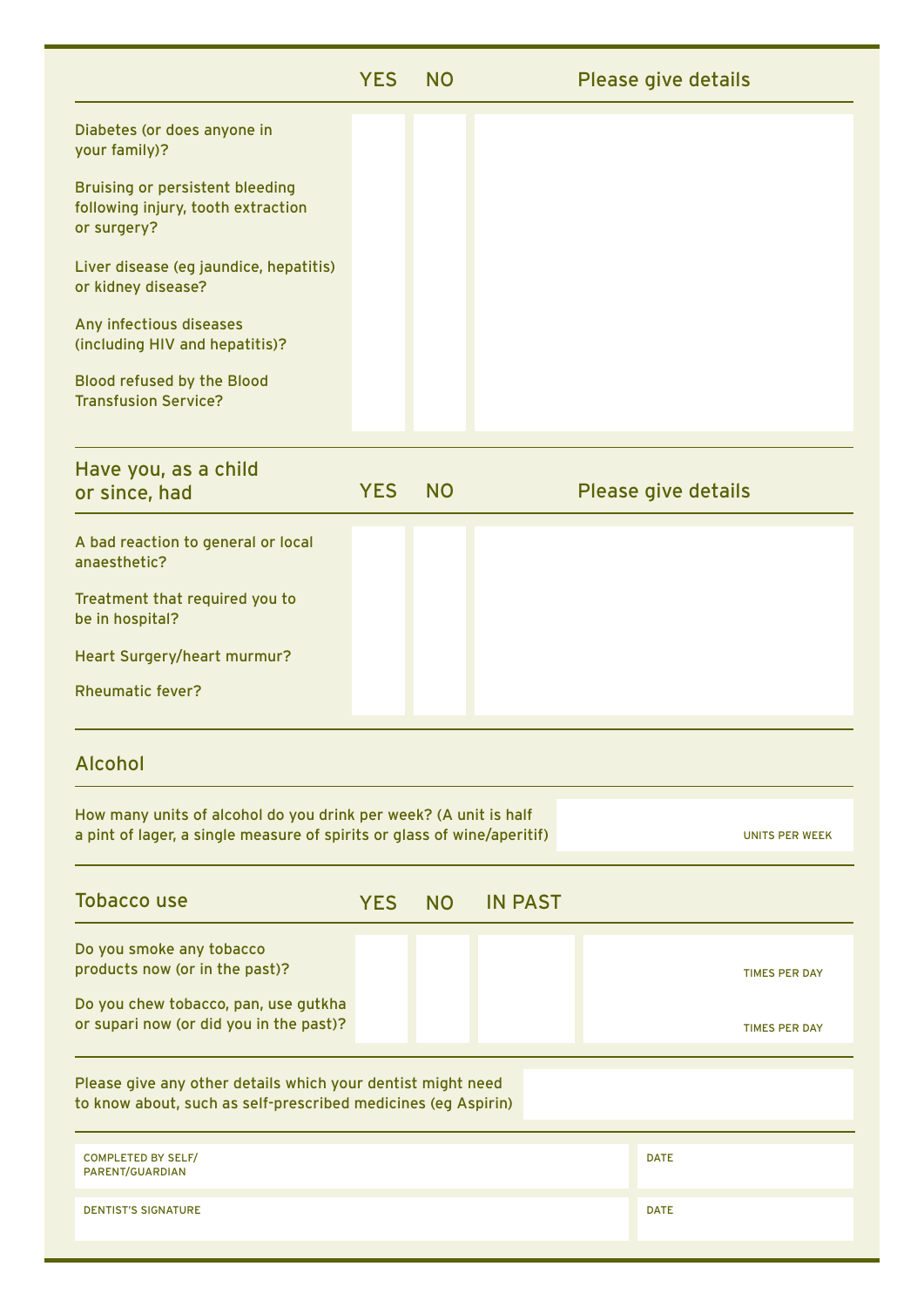| | YES | NO | Please give details |
|---|---|---|---|
| Diabetes (or does anyone in your family)? | | | |
| Bruising or persistent bleeding following injury, tooth extraction or surgery? | | | |
| Liver disease (eg jaundice, hepatitis) or kidney disease? | | | |
| Any infectious diseases (including HIV and hepatitis)? | | | |
| Blood refused by the Blood Transfusion Service? | | | |

| Have you, as a child or since, had | YES | NO | Please give details |
|---|---|---|---|
| A bad reaction to general or local anaesthetic? | | | |
| Treatment that required you to be in hospital? | | | |
| Heart Surgery/heart murmur? | | | |
| Rheumatic fever? | | | |

## Alcohol

| | |
|---|---|
| How many units of alcohol do you drink per week? (A unit is half a pint of lager, a single measure of spirits or glass of wine/aperitif) | UNITS PER WEEK |

| Tobacco use | YES | NO | IN PAST | |
|---|---|---|---|---|
| Do you smoke any tobacco products now (or in the past)? | | | | TIMES PER DAY |
| Do you chew tobacco, pan, use gutkha or supari now (or did you in the past)? | | | | TIMES PER DAY |

| | |
|---|---|
| Please give any other details which your dentist might need to know about, such as self-prescribed medicines (eg Aspirin) | |

| | |
|---|---|
| COMPLETED BY SELF/ PARENT/GUARDIAN | DATE |
| DENTIST'S SIGNATURE | DATE |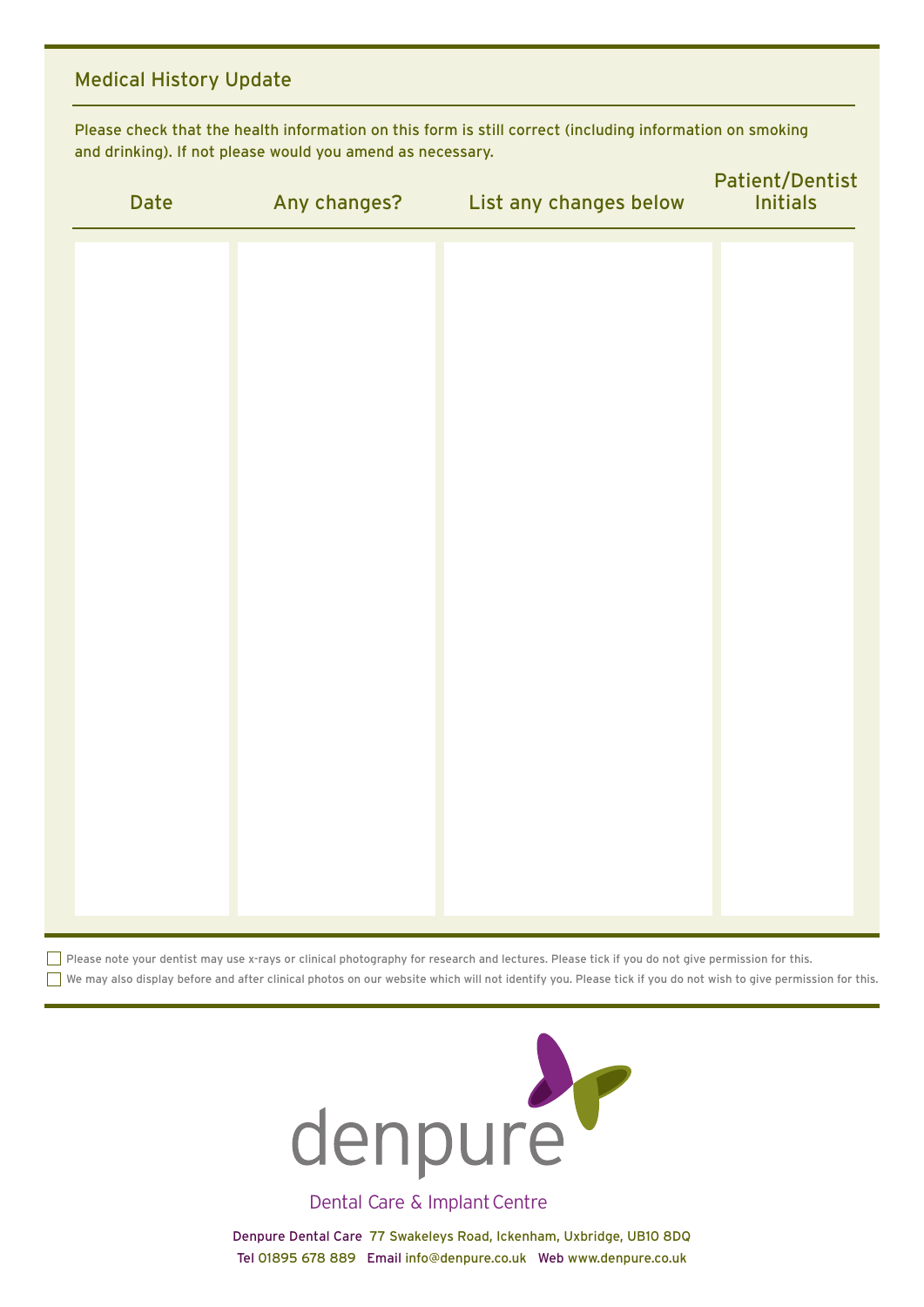## Medical History Update

Please check that the health information on this form is still correct (including information on smoking and drinking). If not please would you amend as necessary.

| Date | Any changes? | List any changes below | Patient/Dentist Initials |
|---|---|---|---|
| | | | |

☐ Please note your dentist may use x-rays or clinical photography for research and lectures. Please tick if you do not give permission for this.

☐ We may also display before and after clinical photos on our website which will not identify you. Please tick if you do not wish to give permission for this.

denpure

Dental Care & Implant Centre

Denpure Dental Care 77 Swakeleys Road, Ickenham, Uxbridge, UB10 8DQ
Tel 01895 678 889 Email info@denpure.co.uk Web www.denpure.co.uk